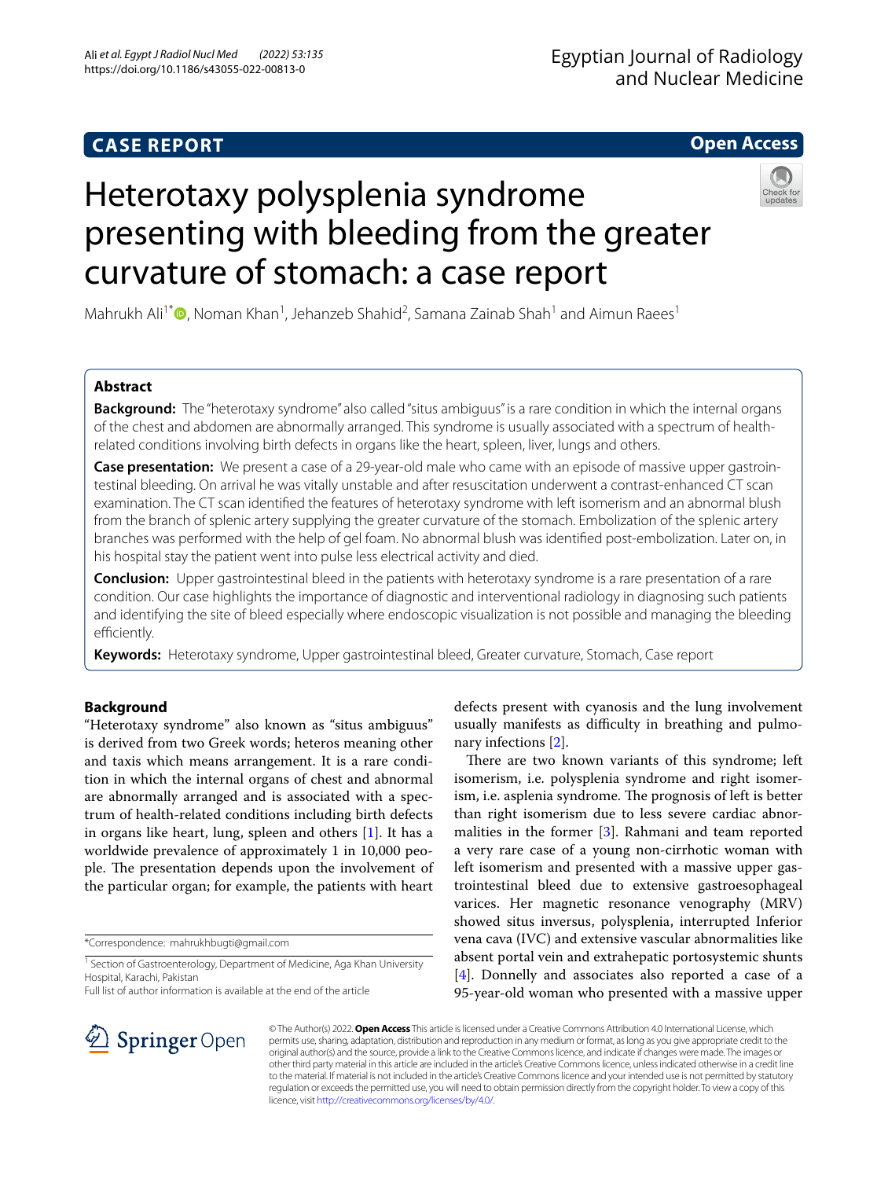**CASE REPORT** **Open Access**

# Heterotaxy polysplenia syndrome presenting with bleeding from the greater curvature of stomach: a case report

Mahrukh Ali[1*], Noman Khan[1], Jehanzeb Shahid[2], Samana Zainab Shah[1] and Aimun Raees[1]

## Abstract

**Background:** The "heterotaxy syndrome" also called "situs ambiguus" is a rare condition in which the internal organs of the chest and abdomen are abnormally arranged. This syndrome is usually associated with a spectrum of health-related conditions involving birth defects in organs like the heart, spleen, liver, lungs and others.

**Case presentation:** We present a case of a 29-year-old male who came with an episode of massive upper gastrointestinal bleeding. On arrival he was vitally unstable and after resuscitation underwent a contrast-enhanced CT scan examination. The CT scan identified the features of heterotaxy syndrome with left isomerism and an abnormal blush from the branch of splenic artery supplying the greater curvature of the stomach. Embolization of the splenic artery branches was performed with the help of gel foam. No abnormal blush was identified post-embolization. Later on, in his hospital stay the patient went into pulse less electrical activity and died.

**Conclusion:** Upper gastrointestinal bleed in the patients with heterotaxy syndrome is a rare presentation of a rare condition. Our case highlights the importance of diagnostic and interventional radiology in diagnosing such patients and identifying the site of bleed especially where endoscopic visualization is not possible and managing the bleeding efficiently.

**Keywords:** Heterotaxy syndrome, Upper gastrointestinal bleed, Greater curvature, Stomach, Case report

## Background

"Heterotaxy syndrome" also known as "situs ambiguus" is derived from two Greek words; heteros meaning other and taxis which means arrangement. It is a rare condition in which the internal organs of chest and abnormal are abnormally arranged and is associated with a spectrum of health-related conditions including birth defects in organs like heart, lung, spleen and others [1]. It has a worldwide prevalence of approximately 1 in 10,000 people. The presentation depends upon the involvement of the particular organ; for example, the patients with heart defects present with cyanosis and the lung involvement usually manifests as difficulty in breathing and pulmonary infections [2].

There are two known variants of this syndrome; left isomerism, i.e. polysplenia syndrome and right isomerism, i.e. asplenia syndrome. The prognosis of left is better than right isomerism due to less severe cardiac abnormalities in the former [3]. Rahmani and team reported a very rare case of a young non-cirrhotic woman with left isomerism and presented with a massive upper gastrointestinal bleed due to extensive gastroesophageal varices. Her magnetic resonance venography (MRV) showed situs inversus, polysplenia, interrupted Inferior vena cava (IVC) and extensive vascular abnormalities like absent portal vein and extrahepatic portosystemic shunts [4]. Donnelly and associates also reported a case of a 95-year-old woman who presented with a massive upper

*Correspondence: mahrukhbugti@gmail.com

[1] Section of Gastroenterology, Department of Medicine, Aga Khan University Hospital, Karachi, Pakistan

Full list of author information is available at the end of the article

© The Author(s) 2022. **Open Access** This article is licensed under a Creative Commons Attribution 4.0 International License, which permits use, sharing, adaptation, distribution and reproduction in any medium or format, as long as you give appropriate credit to the original author(s) and the source, provide a link to the Creative Commons licence, and indicate if changes were made. The images or other third party material in this article are included in the article's Creative Commons licence, unless indicated otherwise in a credit line to the material. If material is not included in the article's Creative Commons licence and your intended use is not permitted by statutory regulation or exceeds the permitted use, you will need to obtain permission directly from the copyright holder. To view a copy of this licence, visit http://creativecommons.org/licenses/by/4.0/.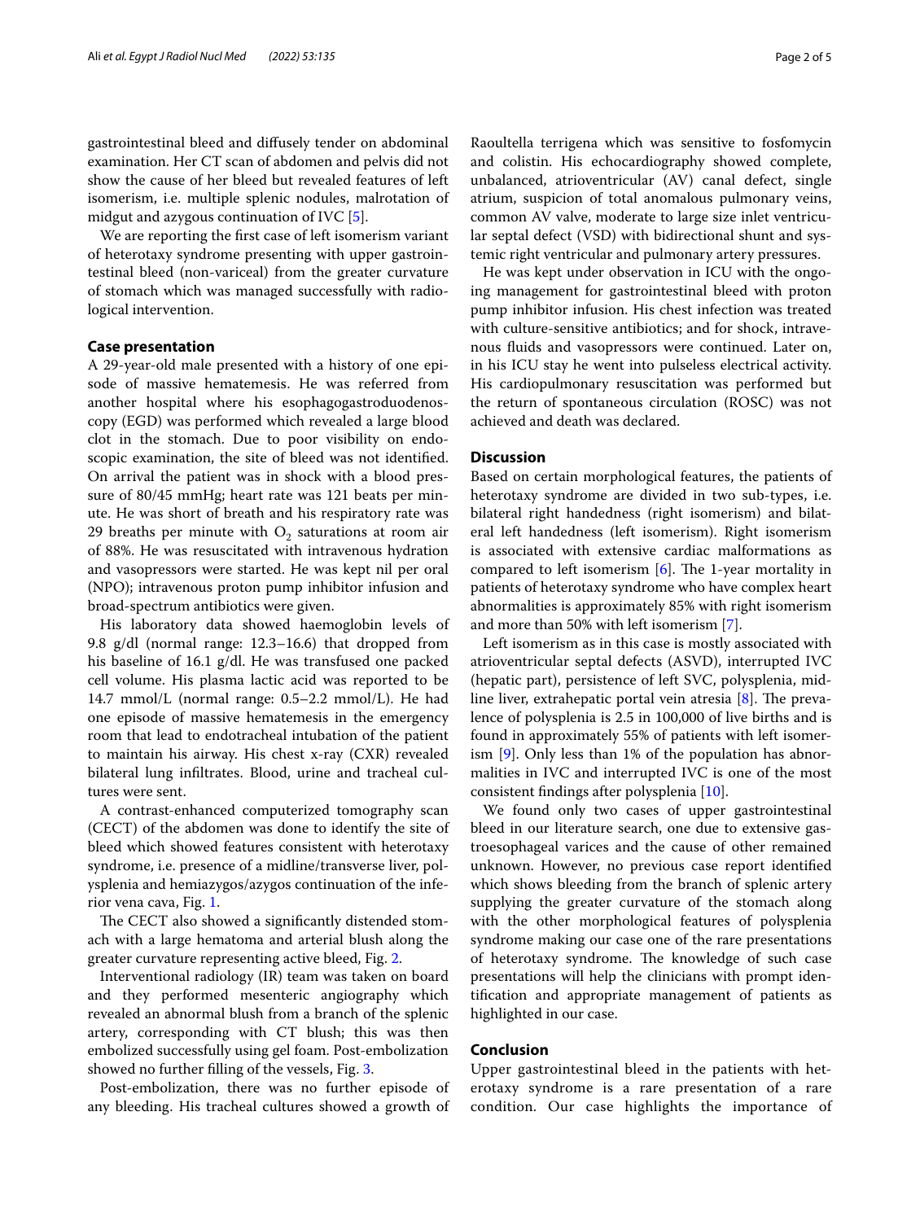gastrointestinal bleed and diffusely tender on abdominal examination. Her CT scan of abdomen and pelvis did not show the cause of her bleed but revealed features of left isomerism, i.e. multiple splenic nodules, malrotation of midgut and azygous continuation of IVC [5].

We are reporting the first case of left isomerism variant of heterotaxy syndrome presenting with upper gastrointestinal bleed (non-variceal) from the greater curvature of stomach which was managed successfully with radiological intervention.

## Case presentation

A 29-year-old male presented with a history of one episode of massive hematemesis. He was referred from another hospital where his esophagogastroduodenoscopy (EGD) was performed which revealed a large blood clot in the stomach. Due to poor visibility on endoscopic examination, the site of bleed was not identified. On arrival the patient was in shock with a blood pressure of 80/45 mmHg; heart rate was 121 beats per minute. He was short of breath and his respiratory rate was 29 breaths per minute with $O_2$ saturations at room air of 88%. He was resuscitated with intravenous hydration and vasopressors were started. He was kept nil per oral (NPO); intravenous proton pump inhibitor infusion and broad-spectrum antibiotics were given.

His laboratory data showed haemoglobin levels of 9.8 g/dl (normal range: 12.3–16.6) that dropped from his baseline of 16.1 g/dl. He was transfused one packed cell volume. His plasma lactic acid was reported to be 14.7 mmol/L (normal range: 0.5–2.2 mmol/L). He had one episode of massive hematemesis in the emergency room that lead to endotracheal intubation of the patient to maintain his airway. His chest x-ray (CXR) revealed bilateral lung infiltrates. Blood, urine and tracheal cultures were sent.

A contrast-enhanced computerized tomography scan (CECT) of the abdomen was done to identify the site of bleed which showed features consistent with heterotaxy syndrome, i.e. presence of a midline/transverse liver, polysplenia and hemiazygos/azygos continuation of the inferior vena cava, Fig. 1.

The CECT also showed a significantly distended stomach with a large hematoma and arterial blush along the greater curvature representing active bleed, Fig. 2.

Interventional radiology (IR) team was taken on board and they performed mesenteric angiography which revealed an abnormal blush from a branch of the splenic artery, corresponding with CT blush; this was then embolized successfully using gel foam. Post-embolization showed no further filling of the vessels, Fig. 3.

Post-embolization, there was no further episode of any bleeding. His tracheal cultures showed a growth of Raoultella terrigena which was sensitive to fosfomycin and colistin. His echocardiography showed complete, unbalanced, atrioventricular (AV) canal defect, single atrium, suspicion of total anomalous pulmonary veins, common AV valve, moderate to large size inlet ventricular septal defect (VSD) with bidirectional shunt and systemic right ventricular and pulmonary artery pressures.

He was kept under observation in ICU with the ongoing management for gastrointestinal bleed with proton pump inhibitor infusion. His chest infection was treated with culture-sensitive antibiotics; and for shock, intravenous fluids and vasopressors were continued. Later on, in his ICU stay he went into pulseless electrical activity. His cardiopulmonary resuscitation was performed but the return of spontaneous circulation (ROSC) was not achieved and death was declared.

## Discussion

Based on certain morphological features, the patients of heterotaxy syndrome are divided in two sub-types, i.e. bilateral right handedness (right isomerism) and bilateral left handedness (left isomerism). Right isomerism is associated with extensive cardiac malformations as compared to left isomerism [6]. The 1-year mortality in patients of heterotaxy syndrome who have complex heart abnormalities is approximately 85% with right isomerism and more than 50% with left isomerism [7].

Left isomerism as in this case is mostly associated with atrioventricular septal defects (ASVD), interrupted IVC (hepatic part), persistence of left SVC, polysplenia, midline liver, extrahepatic portal vein atresia [8]. The prevalence of polysplenia is 2.5 in 100,000 of live births and is found in approximately 55% of patients with left isomerism [9]. Only less than 1% of the population has abnormalities in IVC and interrupted IVC is one of the most consistent findings after polysplenia [10].

We found only two cases of upper gastrointestinal bleed in our literature search, one due to extensive gastroesophageal varices and the cause of other remained unknown. However, no previous case report identified which shows bleeding from the branch of splenic artery supplying the greater curvature of the stomach along with the other morphological features of polysplenia syndrome making our case one of the rare presentations of heterotaxy syndrome. The knowledge of such case presentations will help the clinicians with prompt identification and appropriate management of patients as highlighted in our case.

## Conclusion

Upper gastrointestinal bleed in the patients with heterotaxy syndrome is a rare presentation of a rare condition. Our case highlights the importance of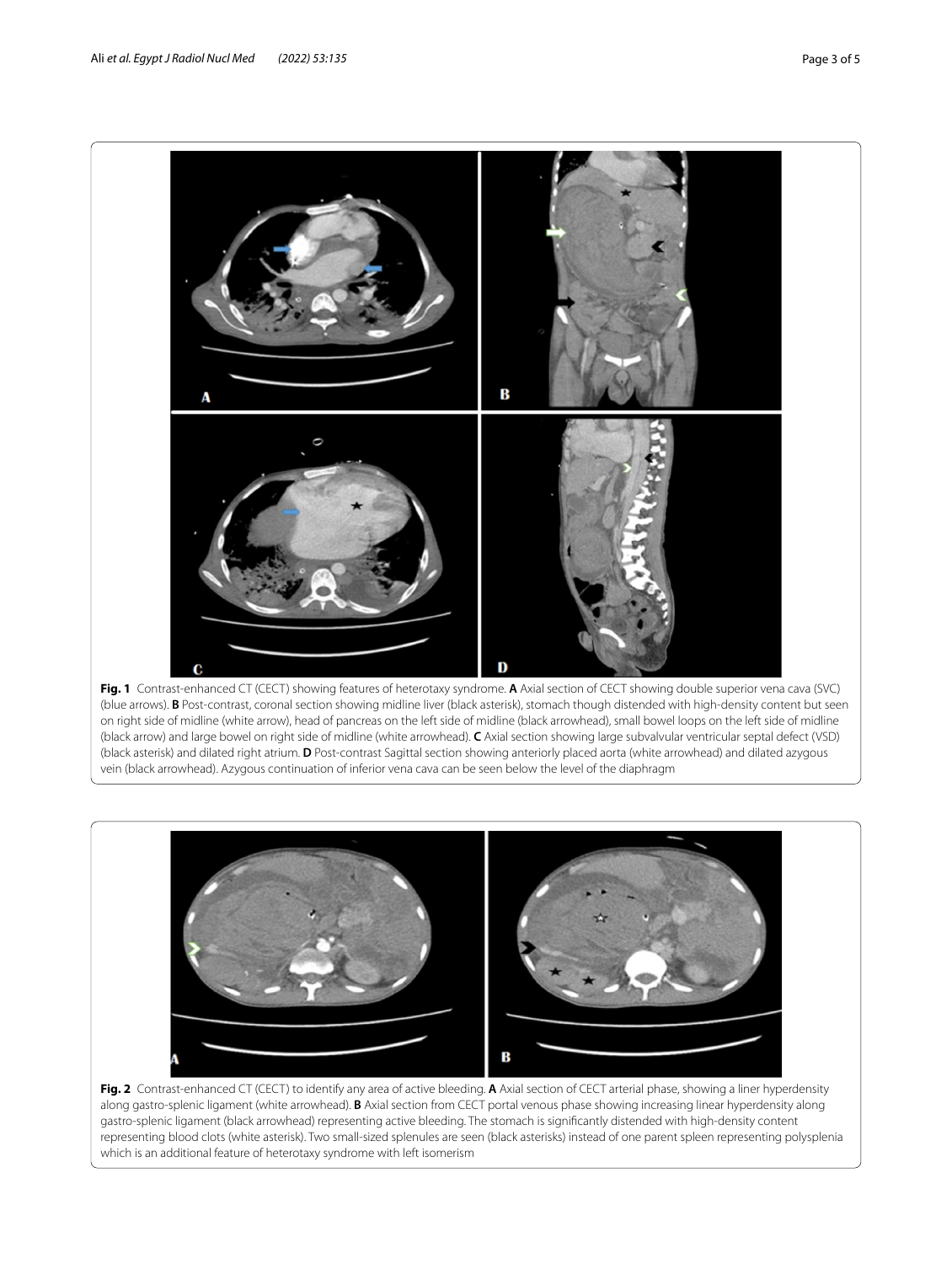**Fig. 1** Contrast-enhanced CT (CECT) showing features of heterotaxy syndrome. **A** Axial section of CECT showing double superior vena cava (SVC) (blue arrows). **B** Post-contrast, coronal section showing midline liver (black asterisk), stomach though distended with high-density content but seen on right side of midline (white arrow), head of pancreas on the left side of midline (black arrowhead), small bowel loops on the left side of midline (black arrow) and large bowel on right side of midline (white arrowhead). **C** Axial section showing large subvalvular ventricular septal defect (VSD) (black asterisk) and dilated right atrium. **D** Post-contrast Sagittal section showing anteriorly placed aorta (white arrowhead) and dilated azygous vein (black arrowhead). Azygous continuation of inferior vena cava can be seen below the level of the diaphragm

**Fig. 2** Contrast-enhanced CT (CECT) to identify any area of active bleeding. **A** Axial section of CECT arterial phase, showing a liner hyperdensity along gastro-splenic ligament (white arrowhead). **B** Axial section from CECT portal venous phase showing increasing linear hyperdensity along gastro-splenic ligament (black arrowhead) representing active bleeding. The stomach is significantly distended with high-density content representing blood clots (white asterisk). Two small-sized splenules are seen (black asterisks) instead of one parent spleen representing polysplenia which is an additional feature of heterotaxy syndrome with left isomerism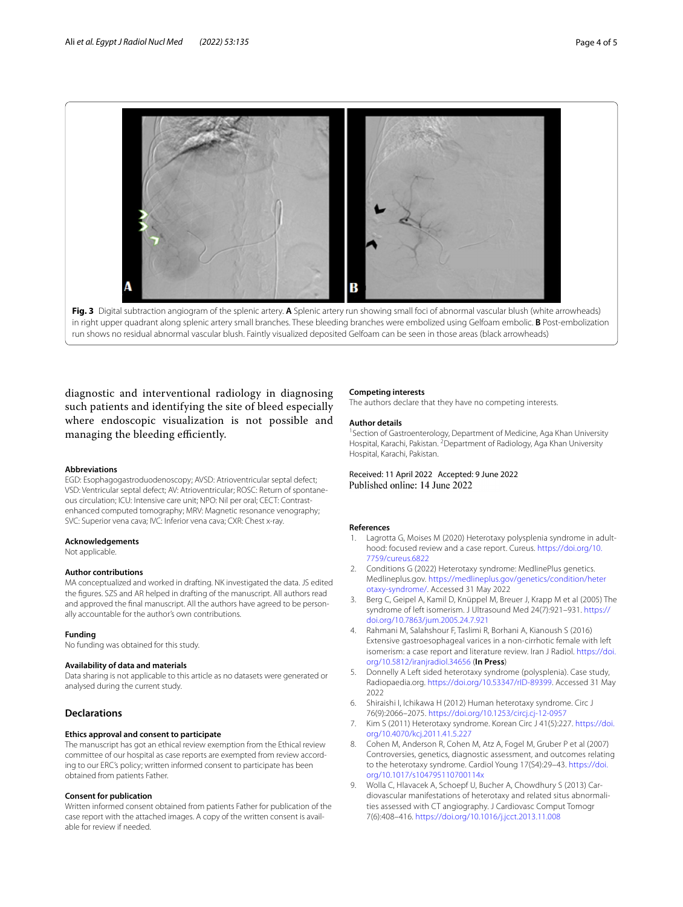**Fig. 3** Digital subtraction angiogram of the splenic artery. **A** Splenic artery run showing small foci of abnormal vascular blush (white arrowheads) in right upper quadrant along splenic artery small branches. These bleeding branches were embolized using Gelfoam embolic. **B** Post-embolization run shows no residual abnormal vascular blush. Faintly visualized deposited Gelfoam can be seen in those areas (black arrowheads)

diagnostic and interventional radiology in diagnosing such patients and identifying the site of bleed especially where endoscopic visualization is not possible and managing the bleeding efficiently.

#### Abbreviations

EGD: Esophagogastroduodenoscopy; AVSD: Atrioventricular septal defect; VSD: Ventricular septal defect; AV: Atrioventricular; ROSC: Return of spontaneous circulation; ICU: Intensive care unit; NPO: Nil per oral; CECT: Contrast-enhanced computed tomography; MRV: Magnetic resonance venography; SVC: Superior vena cava; IVC: Inferior vena cava; CXR: Chest x-ray.

#### Acknowledgements

Not applicable.

#### Author contributions

MA conceptualized and worked in drafting. NK investigated the data. JS edited the figures. SZS and AR helped in drafting of the manuscript. All authors read and approved the final manuscript. All the authors have agreed to be personally accountable for the author's own contributions.

#### Funding

No funding was obtained for this study.

#### Availability of data and materials

Data sharing is not applicable to this article as no datasets were generated or analysed during the current study.

## Declarations

#### Ethics approval and consent to participate

The manuscript has got an ethical review exemption from the Ethical review committee of our hospital as case reports are exempted from review according to our ERC's policy; written informed consent to participate has been obtained from patients Father.

#### Consent for publication

Written informed consent obtained from patients Father for publication of the case report with the attached images. A copy of the written consent is available for review if needed.

#### Competing interests

The authors declare that they have no competing interests.

#### Author details

[1]Section of Gastroenterology, Department of Medicine, Aga Khan University Hospital, Karachi, Pakistan. [2]Department of Radiology, Aga Khan University Hospital, Karachi, Pakistan.

Received: 11 April 2022 Accepted: 9 June 2022
Published online: 14 June 2022

#### References

1. Lagrotta G, Moises M (2020) Heterotaxy polysplenia syndrome in adulthood: focused review and a case report. Cureus. https://doi.org/10.7759/cureus.6822
2. Conditions G (2022) Heterotaxy syndrome: MedlinePlus genetics. Medlineplus.gov. https://medlineplus.gov/genetics/condition/heterotaxy-syndrome/. Accessed 31 May 2022
3. Berg C, Geipel A, Kamil D, Knüppel M, Breuer J, Krapp M et al (2005) The syndrome of left isomerism. J Ultrasound Med 24(7):921–931. https://doi.org/10.7863/jum.2005.24.7.921
4. Rahmani M, Salahshour F, Taslimi R, Borhani A, Kianoush S (2016) Extensive gastroesophageal varices in a non-cirrhotic female with left isomerism: a case report and literature review. Iran J Radiol. https://doi.org/10.5812/iranjradiol.34656 (**In Press**)
5. Donnelly A Left sided heterotaxy syndrome (polysplenia). Case study, Radiopaedia.org. https://doi.org/10.53347/rID-89399. Accessed 31 May 2022
6. Shiraishi I, Ichikawa H (2012) Human heterotaxy syndrome. Circ J 76(9):2066–2075. https://doi.org/10.1253/circj.cj-12-0957
7. Kim S (2011) Heterotaxy syndrome. Korean Circ J 41(5):227. https://doi.org/10.4070/kcj.2011.41.5.227
8. Cohen M, Anderson R, Cohen M, Atz A, Fogel M, Gruber P et al (2007) Controversies, genetics, diagnostic assessment, and outcomes relating to the heterotaxy syndrome. Cardiol Young 17(S4):29–43. https://doi.org/10.1017/s104795110700114x
9. Wolla C, Hlavacek A, Schoepf U, Bucher A, Chowdhury S (2013) Cardiovascular manifestations of heterotaxy and related situs abnormalities assessed with CT angiography. J Cardiovasc Comput Tomogr 7(6):408–416. https://doi.org/10.1016/j.jcct.2013.11.008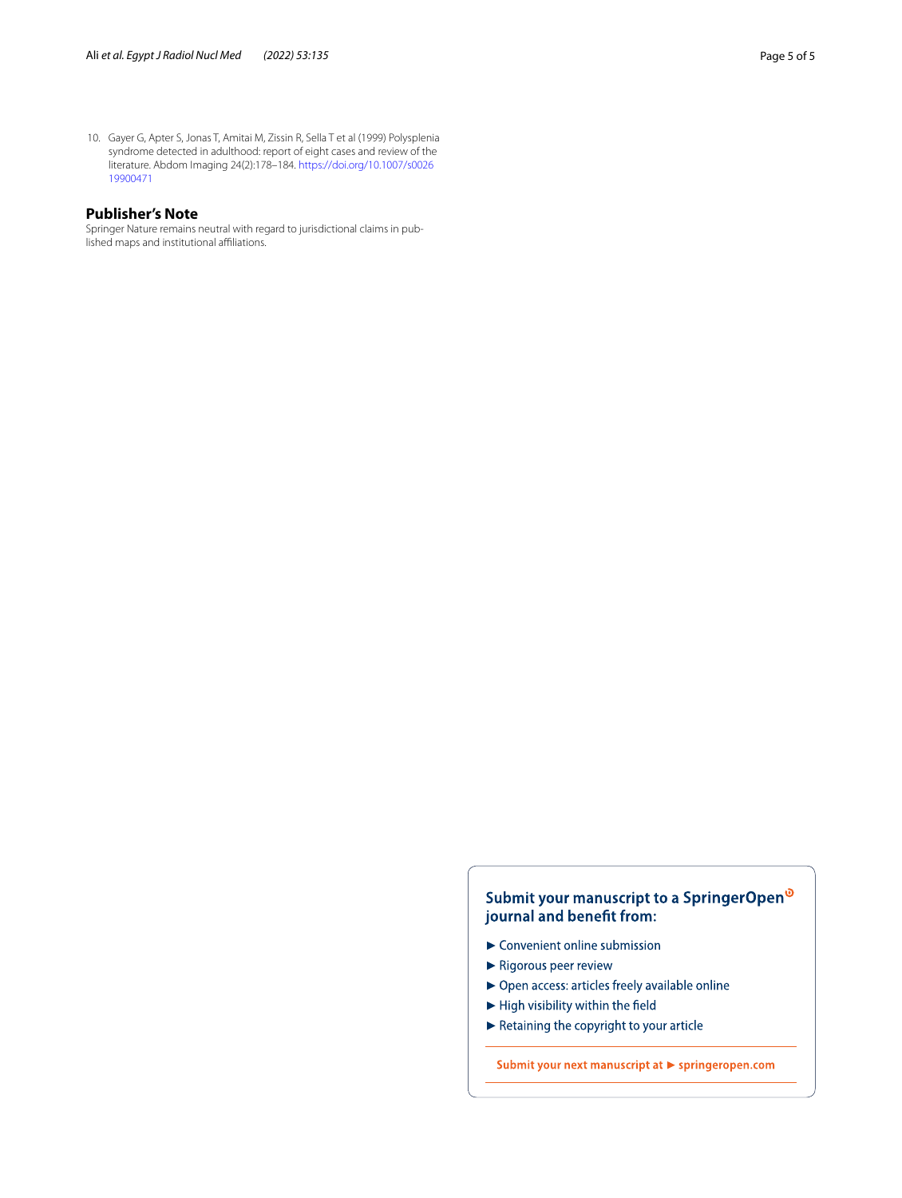10. Gayer G, Apter S, Jonas T, Amitai M, Zissin R, Sella T et al (1999) Polysplenia syndrome detected in adulthood: report of eight cases and review of the literature. Abdom Imaging 24(2):178–184. https://doi.org/10.1007/s002619900471

## Publisher's Note

Springer Nature remains neutral with regard to jurisdictional claims in published maps and institutional affiliations.

**Submit your manuscript to a SpringerOpen journal and benefit from:**

- ► Convenient online submission
- ► Rigorous peer review
- ► Open access: articles freely available online
- ► High visibility within the field
- ► Retaining the copyright to your article

**Submit your next manuscript at ► springeropen.com**